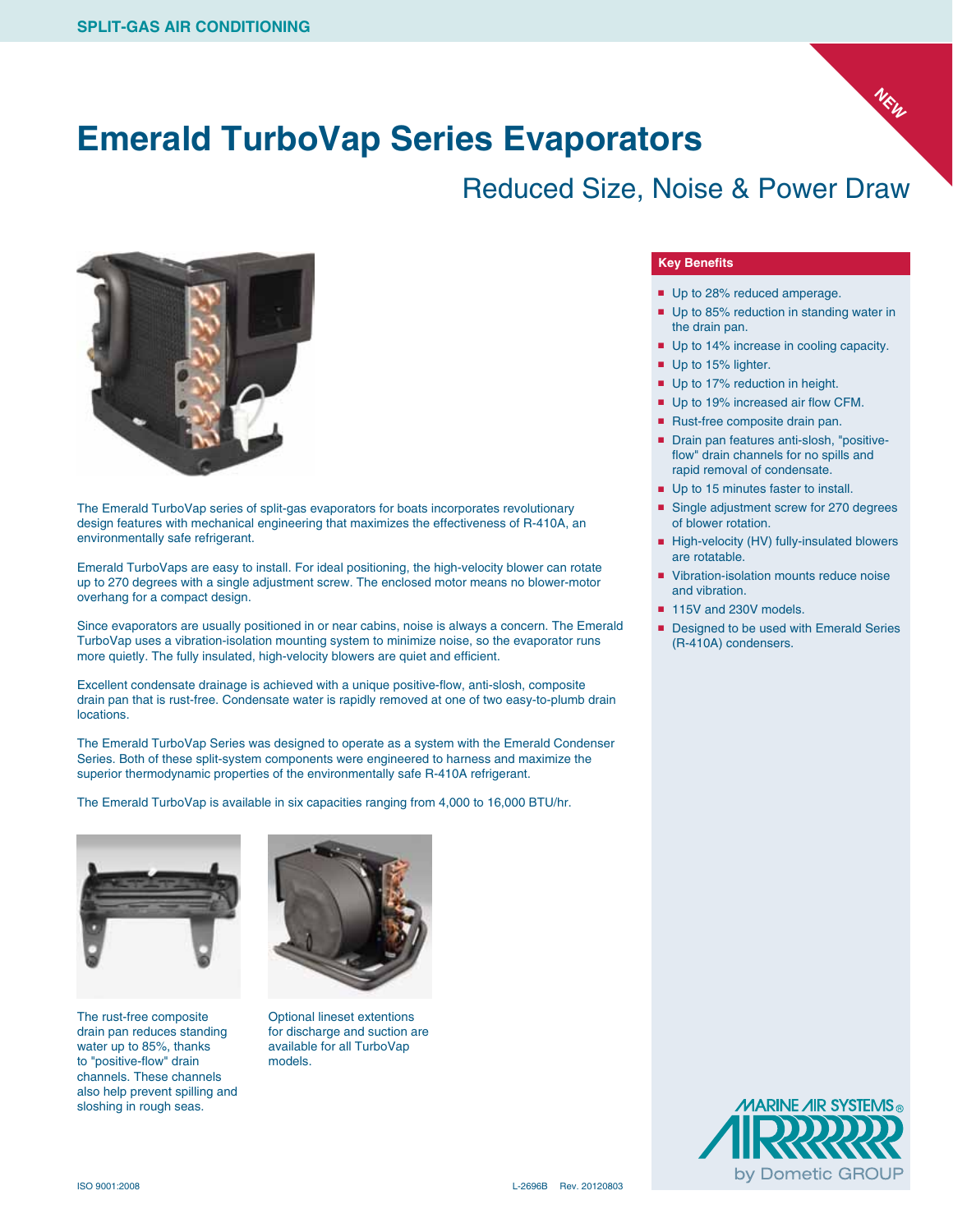SPLIT-GAS AIR CONDITIONING

NEW

# Emerald TurboVap Series Evaporators

## Reduced Size, Noise & Power Draw

The Emerald TurboVap series of split-gas evaporators for boats incorporates revolutionary design features with mechanical engineering that maximizes the effectiveness of R-410A, an environmentally safe refrigerant.

Emerald TurboVaps are easy to install. For ideal positioning, the high-velocity blower can rotate up to 270 degrees with a single adjustment screw. The enclosed motor means no blower-motor overhang for a compact design.

Since evaporators are usually positioned in or near cabins, noise is always a concern. The Emerald TurboVap uses a vibration-isolation mounting system to minimize noise, so the evaporator runs more quietly. The fully insulated, high-velocity blowers are quiet and efficient.

Excellent condensate drainage is achieved with a unique positive-flow, anti-slosh, composite drain pan that is rust-free. Condensate water is rapidly removed at one of two easy-to-plumb drain locations.

The Emerald TurboVap Series was designed to operate as a system with the Emerald Condenser Series. Both of these split-system components were engineered to harness and maximize the superior thermodynamic properties of the environmentally safe R-410A refrigerant.

The Emerald TurboVap is available in six capacities ranging from 4,000 to 16,000 BTU/hr.

The rust-free composite drain pan reduces standing water up to 85%, thanks to "positive-flow" drain channels. These channels also help prevent spilling and sloshing in rough seas.

Optional lineset extentions for discharge and suction are available for all TurboVap models.

### Key Benefits

- Up to 28% reduced amperage.
- Up to 85% reduction in standing water in the drain pan.
- Up to 14% increase in cooling capacity.
- Up to 15% lighter.
- Up to 17% reduction in height.
- Up to 19% increased air flow CFM.
- Rust-free composite drain pan.
- Drain pan features anti-slosh, "positive-flow" drain channels for no spills and rapid removal of condensate.
- Up to 15 minutes faster to install.
- Single adjustment screw for 270 degrees of blower rotation.
- High-velocity (HV) fully-insulated blowers are rotatable.
- Vibration-isolation mounts reduce noise and vibration.
- 115V and 230V models.
- Designed to be used with Emerald Series (R-410A) condensers.

MARINE AIR SYSTEMS® by Dometic GROUP

ISO 9001:2008

L-2696B Rev. 20120803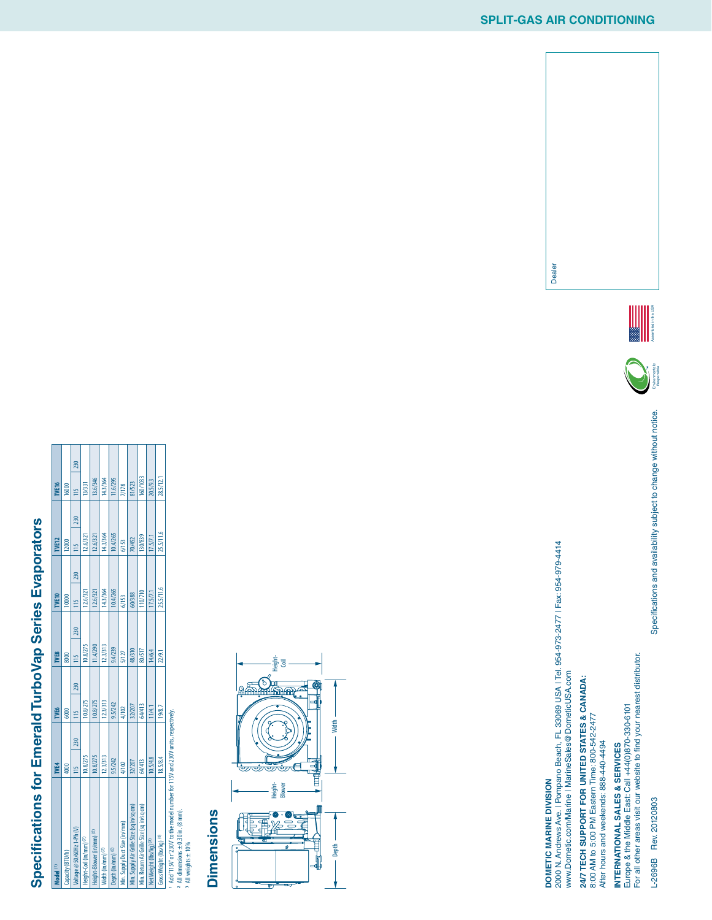## Specifications for Emerald TurboVap Series Evaporators

| Model [1] | TVE4 | | TVE6 | | TVE8 | | TVE10 | | TVE12 | | TVE16 | |
|---|---|---|---|---|---|---|---|---|---|---|---|---|
| Capacity (BTU/h) | 4000 | | 6000 | | 8000 | | 10000 | | 12000 | | 16000 | |
| Voltage @ 50/60Hz 1-Ph (V) | 115 | 230 | 115 | 230 | 115 | 230 | 115 | 230 | 115 | 230 | 115 | 230 |
| Height-Coil (in/mm) [2] | 10.8/275 | | 10.8/275 | | 10.8/275 | | 12.6/321 | | 12.6/321 | | 13/331 | |
| Height-Blower (in/mm) [2] | 10.8/275 | | 10.8/275 | | 11.4/290 | | 12.6/321 | | 12.6/321 | | 13.6/346 | |
| Width (in/mm) [2] | 12.3/313 | | 12.3/313 | | 12.3/313 | | 14.3/364 | | 14.3/364 | | 14.3/364 | |
| Depth (in/mm) [2] | 9.5/242 | | 9.5/242 | | 9.4/239 | | 10.4/265 | | 10.4/265 | | 11.6/295 | |
| Min. Supply Duct Size (in/mm) | 4/102 | | 4/102 | | 5/127 | | 6/153 | | 6/153 | | 7/178 | |
| Min. Supply Air Grille Size (sq in/sq cm) | 32/207 | | 32/207 | | 48/310 | | 60/388 | | 70/452 | | 81/523 | |
| Min. Return Air Grille Size (sq in/sq cm) | 64/413 | | 64/413 | | 80/517 | | 110/710 | | 130/839 | | 160/1033 | |
| Net Weight (lbs/kg) [3] | 10.5/4.8 | | 11/4.1 | | 14/6.4 | | 17.5/7.1 | | 17.5/7.1 | | 20.5/9.3 | |
| Gross Weight (lbs/kg) [3] | 18.5/8.4 | | 19/8.7 | | 22/9.1 | | 25.5/11.6 | | 25.5/11.6 | | 28.5/12.1 | |

[1] Add '115V' or '230V' to the model number for 115V and 230V units, respectively.
[2] All dimensions ± 0.30 in. (8 mm).
[3] All weights ± 10%

## Dimensions

Depth

Height-Blower

Width

Height-Coil

Dealer

**DOMETIC MARINE DIVISION**
2000 N. Andrews Ave. | Pompano Beach, FL 33069 USA | Tel. 954-973-2477 | Fax: 954-979-4414
www.Dometic.com/Marine | MarineSales@DometicUSA.com

**24/7 TECH SUPPORT FOR UNITED STATES & CANADA:**
8:00 AM to 5:00 PM Eastern Time: 800-542-2477
After hours and weekends: 888-440-4494

**INTERNATIONAL SALES & SERVICES**
Europe & the Middle East: Call +44(0)870-330-6101
For all other areas visit our website to find your nearest distributor.

L-2696B Rev. 20120803

Specifications and availability subject to change without notice.

Environmentally Responsible

Assembled in the USA